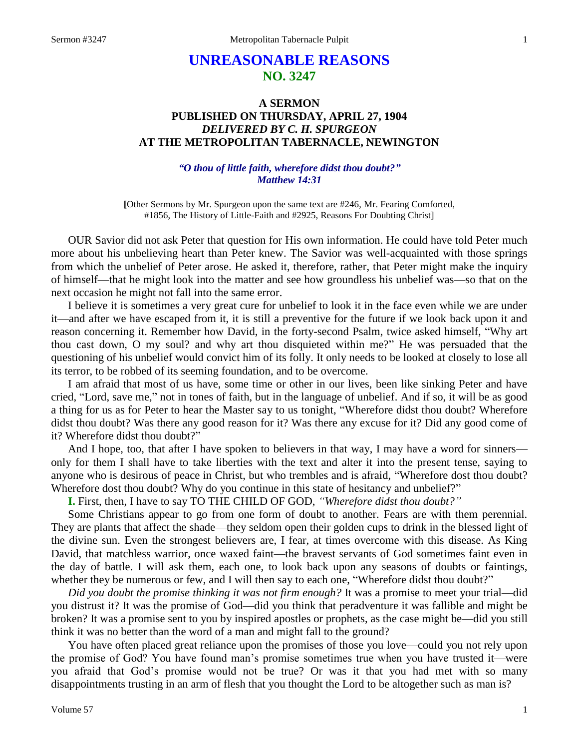# UNREASONABLE REASONS
## NO. 3247

### A SERMON
### PUBLISHED ON THURSDAY, APRIL 27, 1904
### *DELIVERED BY C. H. SPURGEON*
### AT THE METROPOLITAN TABERNACLE, NEWINGTON

***"O thou of little faith, wherefore didst thou doubt?"***
***Matthew 14:31***

[Other Sermons by Mr. Spurgeon upon the same text are #246, Mr. Fearing Comforted, #1856, The History of Little-Faith and #2925, Reasons For Doubting Christ]

OUR Savior did not ask Peter that question for His own information. He could have told Peter much more about his unbelieving heart than Peter knew. The Savior was well-acquainted with those springs from which the unbelief of Peter arose. He asked it, therefore, rather, that Peter might make the inquiry of himself—that he might look into the matter and see how groundless his unbelief was—so that on the next occasion he might not fall into the same error.

I believe it is sometimes a very great cure for unbelief to look it in the face even while we are under it—and after we have escaped from it, it is still a preventive for the future if we look back upon it and reason concerning it. Remember how David, in the forty-second Psalm, twice asked himself, "Why art thou cast down, O my soul? and why art thou disquieted within me?" He was persuaded that the questioning of his unbelief would convict him of its folly. It only needs to be looked at closely to lose all its terror, to be robbed of its seeming foundation, and to be overcome.

I am afraid that most of us have, some time or other in our lives, been like sinking Peter and have cried, "Lord, save me," not in tones of faith, but in the language of unbelief. And if so, it will be as good a thing for us as for Peter to hear the Master say to us tonight, "Wherefore didst thou doubt? Wherefore didst thou doubt? Was there any good reason for it? Was there any excuse for it? Did any good come of it? Wherefore didst thou doubt?"

And I hope, too, that after I have spoken to believers in that way, I may have a word for sinners—only for them I shall have to take liberties with the text and alter it into the present tense, saying to anyone who is desirous of peace in Christ, but who trembles and is afraid, "Wherefore dost thou doubt? Wherefore dost thou doubt? Why do you continue in this state of hesitancy and unbelief?"

**I.** First, then, I have to say TO THE CHILD OF GOD, *"Wherefore didst thou doubt?"*

Some Christians appear to go from one form of doubt to another. Fears are with them perennial. They are plants that affect the shade—they seldom open their golden cups to drink in the blessed light of the divine sun. Even the strongest believers are, I fear, at times overcome with this disease. As King David, that matchless warrior, once waxed faint—the bravest servants of God sometimes faint even in the day of battle. I will ask them, each one, to look back upon any seasons of doubts or faintings, whether they be numerous or few, and I will then say to each one, "Wherefore didst thou doubt?"

*Did you doubt the promise thinking it was not firm enough?* It was a promise to meet your trial—did you distrust it? It was the promise of God—did you think that peradventure it was fallible and might be broken? It was a promise sent to you by inspired apostles or prophets, as the case might be—did you still think it was no better than the word of a man and might fall to the ground?

You have often placed great reliance upon the promises of those you love—could you not rely upon the promise of God? You have found man's promise sometimes true when you have trusted it—were you afraid that God's promise would not be true? Or was it that you had met with so many disappointments trusting in an arm of flesh that you thought the Lord to be altogether such as man is?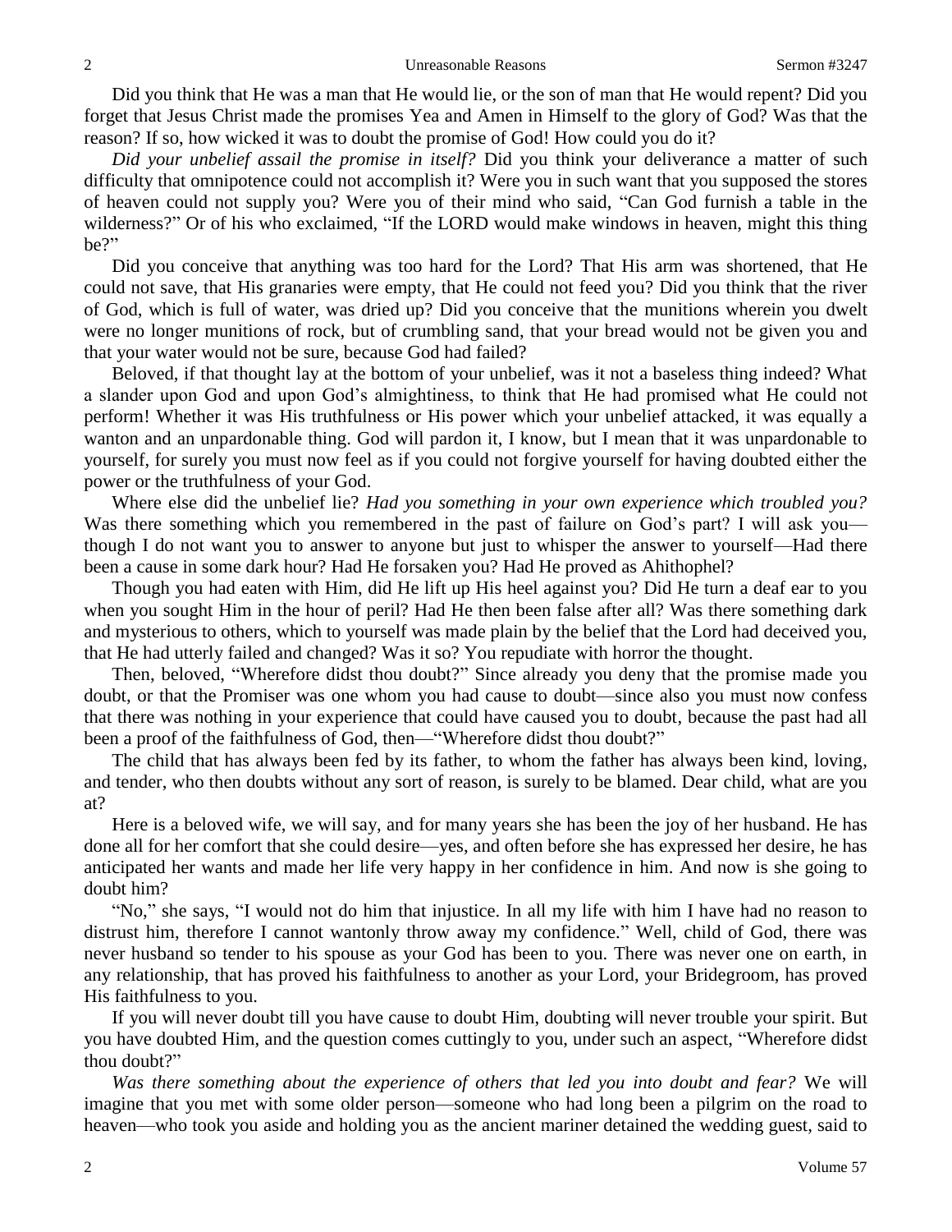Did you think that He was a man that He would lie, or the son of man that He would repent? Did you forget that Jesus Christ made the promises Yea and Amen in Himself to the glory of God? Was that the reason? If so, how wicked it was to doubt the promise of God! How could you do it?

*Did your unbelief assail the promise in itself?* Did you think your deliverance a matter of such difficulty that omnipotence could not accomplish it? Were you in such want that you supposed the stores of heaven could not supply you? Were you of their mind who said, "Can God furnish a table in the wilderness?" Or of his who exclaimed, "If the LORD would make windows in heaven, might this thing be?"

Did you conceive that anything was too hard for the Lord? That His arm was shortened, that He could not save, that His granaries were empty, that He could not feed you? Did you think that the river of God, which is full of water, was dried up? Did you conceive that the munitions wherein you dwelt were no longer munitions of rock, but of crumbling sand, that your bread would not be given you and that your water would not be sure, because God had failed?

Beloved, if that thought lay at the bottom of your unbelief, was it not a baseless thing indeed? What a slander upon God and upon God's almightiness, to think that He had promised what He could not perform! Whether it was His truthfulness or His power which your unbelief attacked, it was equally a wanton and an unpardonable thing. God will pardon it, I know, but I mean that it was unpardonable to yourself, for surely you must now feel as if you could not forgive yourself for having doubted either the power or the truthfulness of your God.

Where else did the unbelief lie? *Had you something in your own experience which troubled you?* Was there something which you remembered in the past of failure on God's part? I will ask you—though I do not want you to answer to anyone but just to whisper the answer to yourself—Had there been a cause in some dark hour? Had He forsaken you? Had He proved as Ahithophel?

Though you had eaten with Him, did He lift up His heel against you? Did He turn a deaf ear to you when you sought Him in the hour of peril? Had He then been false after all? Was there something dark and mysterious to others, which to yourself was made plain by the belief that the Lord had deceived you, that He had utterly failed and changed? Was it so? You repudiate with horror the thought.

Then, beloved, "Wherefore didst thou doubt?" Since already you deny that the promise made you doubt, or that the Promiser was one whom you had cause to doubt—since also you must now confess that there was nothing in your experience that could have caused you to doubt, because the past had all been a proof of the faithfulness of God, then—"Wherefore didst thou doubt?"

The child that has always been fed by its father, to whom the father has always been kind, loving, and tender, who then doubts without any sort of reason, is surely to be blamed. Dear child, what are you at?

Here is a beloved wife, we will say, and for many years she has been the joy of her husband. He has done all for her comfort that she could desire—yes, and often before she has expressed her desire, he has anticipated her wants and made her life very happy in her confidence in him. And now is she going to doubt him?

"No," she says, "I would not do him that injustice. In all my life with him I have had no reason to distrust him, therefore I cannot wantonly throw away my confidence." Well, child of God, there was never husband so tender to his spouse as your God has been to you. There was never one on earth, in any relationship, that has proved his faithfulness to another as your Lord, your Bridegroom, has proved His faithfulness to you.

If you will never doubt till you have cause to doubt Him, doubting will never trouble your spirit. But you have doubted Him, and the question comes cuttingly to you, under such an aspect, "Wherefore didst thou doubt?"

*Was there something about the experience of others that led you into doubt and fear?* We will imagine that you met with some older person—someone who had long been a pilgrim on the road to heaven—who took you aside and holding you as the ancient mariner detained the wedding guest, said to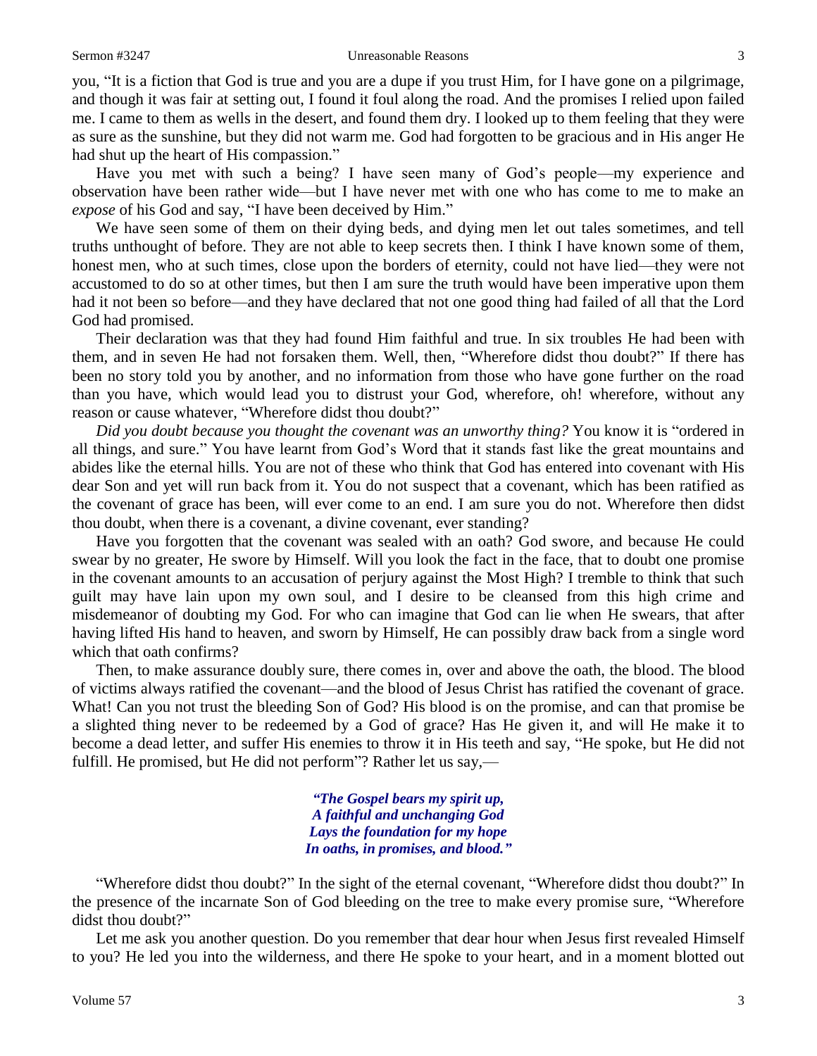you, "It is a fiction that God is true and you are a dupe if you trust Him, for I have gone on a pilgrimage, and though it was fair at setting out, I found it foul along the road. And the promises I relied upon failed me. I came to them as wells in the desert, and found them dry. I looked up to them feeling that they were as sure as the sunshine, but they did not warm me. God had forgotten to be gracious and in His anger He had shut up the heart of His compassion."

Have you met with such a being? I have seen many of God's people—my experience and observation have been rather wide—but I have never met with one who has come to me to make an *expose* of his God and say, "I have been deceived by Him."

We have seen some of them on their dying beds, and dying men let out tales sometimes, and tell truths unthought of before. They are not able to keep secrets then. I think I have known some of them, honest men, who at such times, close upon the borders of eternity, could not have lied—they were not accustomed to do so at other times, but then I am sure the truth would have been imperative upon them had it not been so before—and they have declared that not one good thing had failed of all that the Lord God had promised.

Their declaration was that they had found Him faithful and true. In six troubles He had been with them, and in seven He had not forsaken them. Well, then, "Wherefore didst thou doubt?" If there has been no story told you by another, and no information from those who have gone further on the road than you have, which would lead you to distrust your God, wherefore, oh! wherefore, without any reason or cause whatever, "Wherefore didst thou doubt?"

*Did you doubt because you thought the covenant was an unworthy thing?* You know it is "ordered in all things, and sure." You have learnt from God's Word that it stands fast like the great mountains and abides like the eternal hills. You are not of these who think that God has entered into covenant with His dear Son and yet will run back from it. You do not suspect that a covenant, which has been ratified as the covenant of grace has been, will ever come to an end. I am sure you do not. Wherefore then didst thou doubt, when there is a covenant, a divine covenant, ever standing?

Have you forgotten that the covenant was sealed with an oath? God swore, and because He could swear by no greater, He swore by Himself. Will you look the fact in the face, that to doubt one promise in the covenant amounts to an accusation of perjury against the Most High? I tremble to think that such guilt may have lain upon my own soul, and I desire to be cleansed from this high crime and misdemeanor of doubting my God. For who can imagine that God can lie when He swears, that after having lifted His hand to heaven, and sworn by Himself, He can possibly draw back from a single word which that oath confirms?

Then, to make assurance doubly sure, there comes in, over and above the oath, the blood. The blood of victims always ratified the covenant—and the blood of Jesus Christ has ratified the covenant of grace. What! Can you not trust the bleeding Son of God? His blood is on the promise, and can that promise be a slighted thing never to be redeemed by a God of grace? Has He given it, and will He make it to become a dead letter, and suffer His enemies to throw it in His teeth and say, "He spoke, but He did not fulfill. He promised, but He did not perform"? Rather let us say,—

> ***"The Gospel bears my spirit up,***
> ***A faithful and unchanging God***
> ***Lays the foundation for my hope***
> ***In oaths, in promises, and blood."***

"Wherefore didst thou doubt?" In the sight of the eternal covenant, "Wherefore didst thou doubt?" In the presence of the incarnate Son of God bleeding on the tree to make every promise sure, "Wherefore didst thou doubt?"

Let me ask you another question. Do you remember that dear hour when Jesus first revealed Himself to you? He led you into the wilderness, and there He spoke to your heart, and in a moment blotted out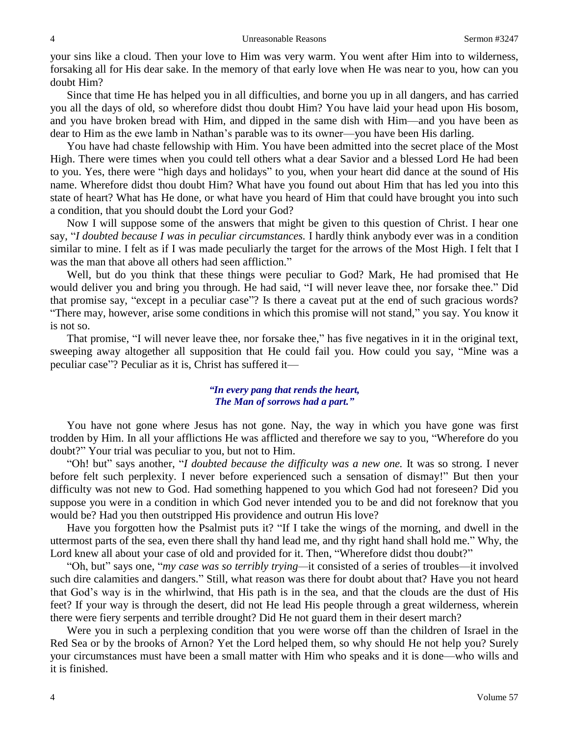your sins like a cloud. Then your love to Him was very warm. You went after Him into to wilderness, forsaking all for His dear sake. In the memory of that early love when He was near to you, how can you doubt Him?

Since that time He has helped you in all difficulties, and borne you up in all dangers, and has carried you all the days of old, so wherefore didst thou doubt Him? You have laid your head upon His bosom, and you have broken bread with Him, and dipped in the same dish with Him—and you have been as dear to Him as the ewe lamb in Nathan's parable was to its owner—you have been His darling.

You have had chaste fellowship with Him. You have been admitted into the secret place of the Most High. There were times when you could tell others what a dear Savior and a blessed Lord He had been to you. Yes, there were "high days and holidays" to you, when your heart did dance at the sound of His name. Wherefore didst thou doubt Him? What have you found out about Him that has led you into this state of heart? What has He done, or what have you heard of Him that could have brought you into such a condition, that you should doubt the Lord your God?

Now I will suppose some of the answers that might be given to this question of Christ. I hear one say, "*I doubted because I was in peculiar circumstances.* I hardly think anybody ever was in a condition similar to mine. I felt as if I was made peculiarly the target for the arrows of the Most High. I felt that I was the man that above all others had seen affliction."

Well, but do you think that these things were peculiar to God? Mark, He had promised that He would deliver you and bring you through. He had said, "I will never leave thee, nor forsake thee." Did that promise say, "except in a peculiar case"? Is there a caveat put at the end of such gracious words? "There may, however, arise some conditions in which this promise will not stand," you say. You know it is not so.

That promise, "I will never leave thee, nor forsake thee," has five negatives in it in the original text, sweeping away altogether all supposition that He could fail you. How could you say, "Mine was a peculiar case"? Peculiar as it is, Christ has suffered it—

> ***"In every pang that rends the heart,***
> ***The Man of sorrows had a part."***

You have not gone where Jesus has not gone. Nay, the way in which you have gone was first trodden by Him. In all your afflictions He was afflicted and therefore we say to you, "Wherefore do you doubt?" Your trial was peculiar to you, but not to Him.

"Oh! but" says another, "*I doubted because the difficulty was a new one.* It was so strong. I never before felt such perplexity. I never before experienced such a sensation of dismay!" But then your difficulty was not new to God. Had something happened to you which God had not foreseen? Did you suppose you were in a condition in which God never intended you to be and did not foreknow that you would be? Had you then outstripped His providence and outrun His love?

Have you forgotten how the Psalmist puts it? "If I take the wings of the morning, and dwell in the uttermost parts of the sea, even there shall thy hand lead me, and thy right hand shall hold me." Why, the Lord knew all about your case of old and provided for it. Then, "Wherefore didst thou doubt?"

"Oh, but" says one, "*my case was so terribly trying*—it consisted of a series of troubles—it involved such dire calamities and dangers." Still, what reason was there for doubt about that? Have you not heard that God's way is in the whirlwind, that His path is in the sea, and that the clouds are the dust of His feet? If your way is through the desert, did not He lead His people through a great wilderness, wherein there were fiery serpents and terrible drought? Did He not guard them in their desert march?

Were you in such a perplexing condition that you were worse off than the children of Israel in the Red Sea or by the brooks of Arnon? Yet the Lord helped them, so why should He not help you? Surely your circumstances must have been a small matter with Him who speaks and it is done—who wills and it is finished.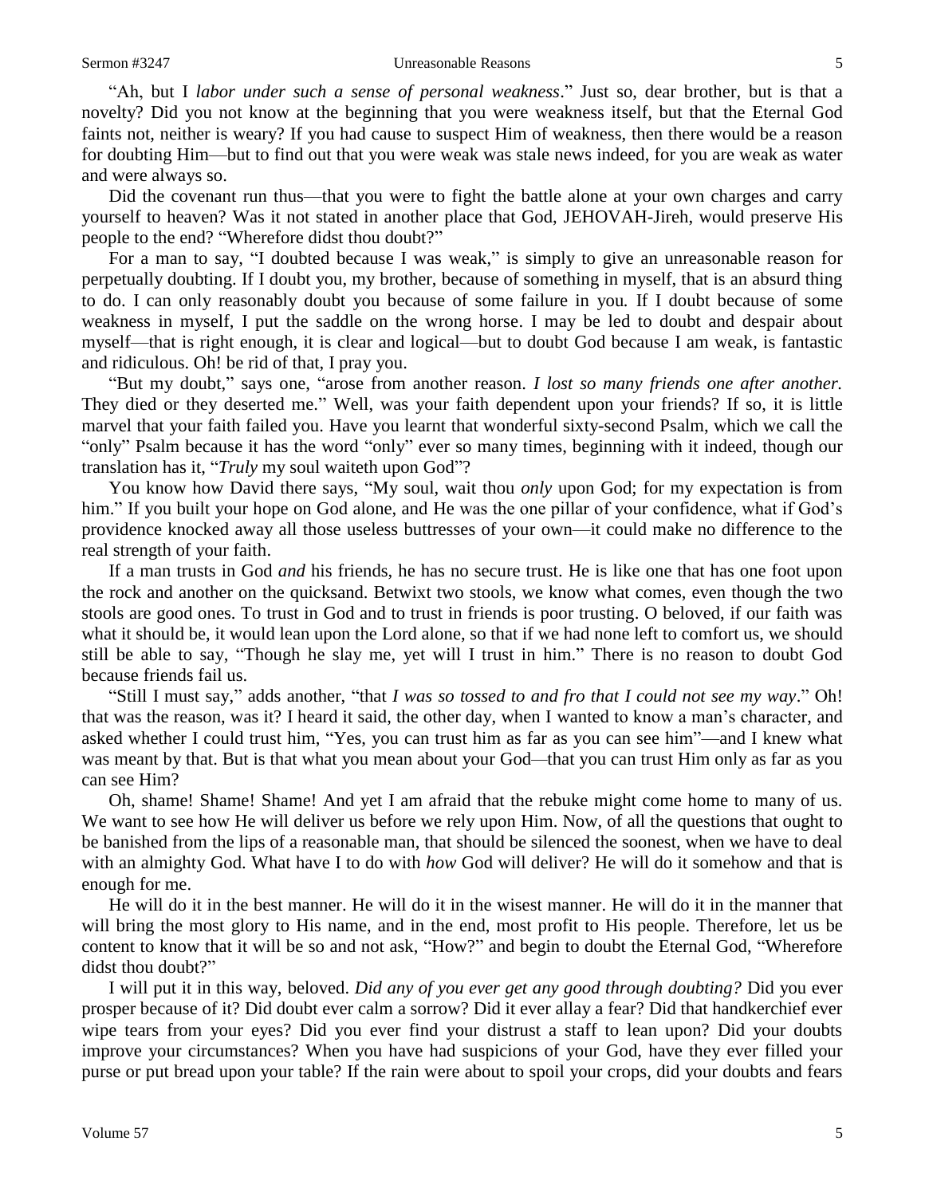"Ah, but I *labor under such a sense of personal weakness*." Just so, dear brother, but is that a novelty? Did you not know at the beginning that you were weakness itself, but that the Eternal God faints not, neither is weary? If you had cause to suspect Him of weakness, then there would be a reason for doubting Him—but to find out that you were weak was stale news indeed, for you are weak as water and were always so.

Did the covenant run thus—that you were to fight the battle alone at your own charges and carry yourself to heaven? Was it not stated in another place that God, JEHOVAH-Jireh, would preserve His people to the end? "Wherefore didst thou doubt?"

For a man to say, "I doubted because I was weak," is simply to give an unreasonable reason for perpetually doubting. If I doubt you, my brother, because of something in myself, that is an absurd thing to do. I can only reasonably doubt you because of some failure in you*.* If I doubt because of some weakness in myself, I put the saddle on the wrong horse. I may be led to doubt and despair about myself—that is right enough, it is clear and logical—but to doubt God because I am weak, is fantastic and ridiculous. Oh! be rid of that, I pray you.

"But my doubt," says one, "arose from another reason. *I lost so many friends one after another.* They died or they deserted me." Well, was your faith dependent upon your friends? If so, it is little marvel that your faith failed you. Have you learnt that wonderful sixty-second Psalm, which we call the "only" Psalm because it has the word "only" ever so many times, beginning with it indeed, though our translation has it, "*Truly* my soul waiteth upon God"?

You know how David there says, "My soul, wait thou *only* upon God; for my expectation is from him." If you built your hope on God alone, and He was the one pillar of your confidence, what if God's providence knocked away all those useless buttresses of your own—it could make no difference to the real strength of your faith.

If a man trusts in God *and* his friends, he has no secure trust. He is like one that has one foot upon the rock and another on the quicksand. Betwixt two stools, we know what comes, even though the two stools are good ones. To trust in God and to trust in friends is poor trusting. O beloved, if our faith was what it should be, it would lean upon the Lord alone, so that if we had none left to comfort us, we should still be able to say, "Though he slay me, yet will I trust in him." There is no reason to doubt God because friends fail us.

"Still I must say," adds another, "that *I was so tossed to and fro that I could not see my way*." Oh! that was the reason, was it? I heard it said, the other day, when I wanted to know a man's character, and asked whether I could trust him, "Yes, you can trust him as far as you can see him"—and I knew what was meant by that. But is that what you mean about your God—that you can trust Him only as far as you can see Him?

Oh, shame! Shame! Shame! And yet I am afraid that the rebuke might come home to many of us. We want to see how He will deliver us before we rely upon Him. Now, of all the questions that ought to be banished from the lips of a reasonable man, that should be silenced the soonest, when we have to deal with an almighty God. What have I to do with *how* God will deliver? He will do it somehow and that is enough for me.

He will do it in the best manner. He will do it in the wisest manner. He will do it in the manner that will bring the most glory to His name, and in the end, most profit to His people. Therefore, let us be content to know that it will be so and not ask, "How?" and begin to doubt the Eternal God, "Wherefore didst thou doubt?"

I will put it in this way, beloved. *Did any of you ever get any good through doubting?* Did you ever prosper because of it? Did doubt ever calm a sorrow? Did it ever allay a fear? Did that handkerchief ever wipe tears from your eyes? Did you ever find your distrust a staff to lean upon? Did your doubts improve your circumstances? When you have had suspicions of your God, have they ever filled your purse or put bread upon your table? If the rain were about to spoil your crops, did your doubts and fears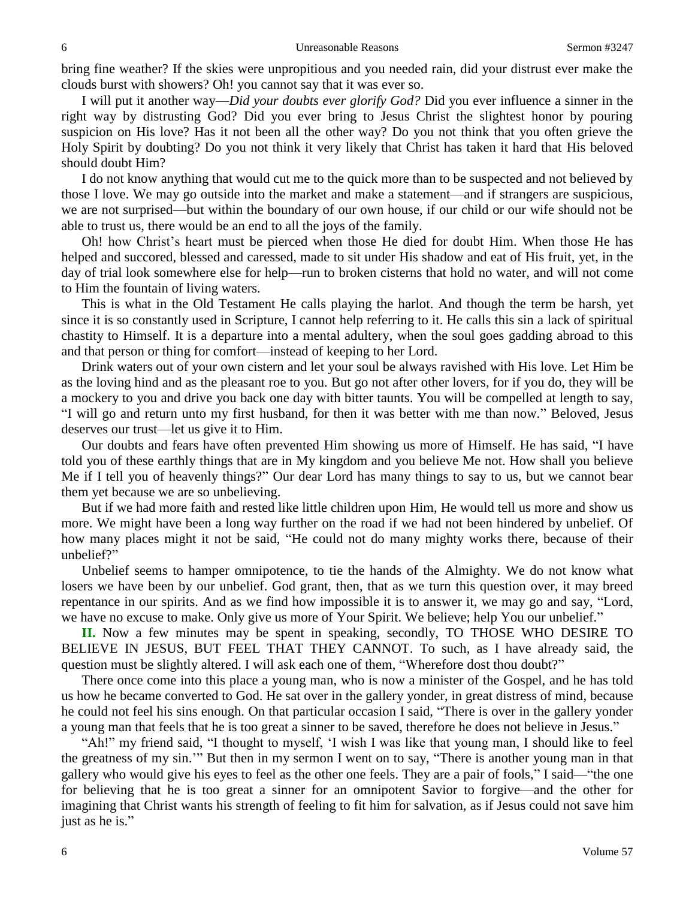bring fine weather? If the skies were unpropitious and you needed rain, did your distrust ever make the clouds burst with showers? Oh! you cannot say that it was ever so.

I will put it another way—*Did your doubts ever glorify God?* Did you ever influence a sinner in the right way by distrusting God? Did you ever bring to Jesus Christ the slightest honor by pouring suspicion on His love? Has it not been all the other way? Do you not think that you often grieve the Holy Spirit by doubting? Do you not think it very likely that Christ has taken it hard that His beloved should doubt Him?

I do not know anything that would cut me to the quick more than to be suspected and not believed by those I love. We may go outside into the market and make a statement—and if strangers are suspicious, we are not surprised—but within the boundary of our own house, if our child or our wife should not be able to trust us, there would be an end to all the joys of the family.

Oh! how Christ's heart must be pierced when those He died for doubt Him. When those He has helped and succored, blessed and caressed, made to sit under His shadow and eat of His fruit, yet, in the day of trial look somewhere else for help—run to broken cisterns that hold no water, and will not come to Him the fountain of living waters.

This is what in the Old Testament He calls playing the harlot. And though the term be harsh, yet since it is so constantly used in Scripture, I cannot help referring to it. He calls this sin a lack of spiritual chastity to Himself. It is a departure into a mental adultery, when the soul goes gadding abroad to this and that person or thing for comfort—instead of keeping to her Lord.

Drink waters out of your own cistern and let your soul be always ravished with His love. Let Him be as the loving hind and as the pleasant roe to you. But go not after other lovers, for if you do, they will be a mockery to you and drive you back one day with bitter taunts. You will be compelled at length to say, "I will go and return unto my first husband, for then it was better with me than now." Beloved, Jesus deserves our trust—let us give it to Him.

Our doubts and fears have often prevented Him showing us more of Himself. He has said, "I have told you of these earthly things that are in My kingdom and you believe Me not. How shall you believe Me if I tell you of heavenly things?" Our dear Lord has many things to say to us, but we cannot bear them yet because we are so unbelieving.

But if we had more faith and rested like little children upon Him, He would tell us more and show us more. We might have been a long way further on the road if we had not been hindered by unbelief. Of how many places might it not be said, "He could not do many mighty works there, because of their unbelief?"

Unbelief seems to hamper omnipotence, to tie the hands of the Almighty. We do not know what losers we have been by our unbelief. God grant, then, that as we turn this question over, it may breed repentance in our spirits. And as we find how impossible it is to answer it, we may go and say, "Lord, we have no excuse to make. Only give us more of Your Spirit. We believe; help You our unbelief."

**II.** Now a few minutes may be spent in speaking, secondly, TO THOSE WHO DESIRE TO BELIEVE IN JESUS, BUT FEEL THAT THEY CANNOT. To such, as I have already said, the question must be slightly altered. I will ask each one of them, "Wherefore dost thou doubt?"

There once come into this place a young man, who is now a minister of the Gospel, and he has told us how he became converted to God. He sat over in the gallery yonder, in great distress of mind, because he could not feel his sins enough. On that particular occasion I said, "There is over in the gallery yonder a young man that feels that he is too great a sinner to be saved, therefore he does not believe in Jesus."

"Ah!" my friend said, "I thought to myself, 'I wish I was like that young man, I should like to feel the greatness of my sin.'" But then in my sermon I went on to say, "There is another young man in that gallery who would give his eyes to feel as the other one feels. They are a pair of fools," I said—"the one for believing that he is too great a sinner for an omnipotent Savior to forgive—and the other for imagining that Christ wants his strength of feeling to fit him for salvation, as if Jesus could not save him just as he is."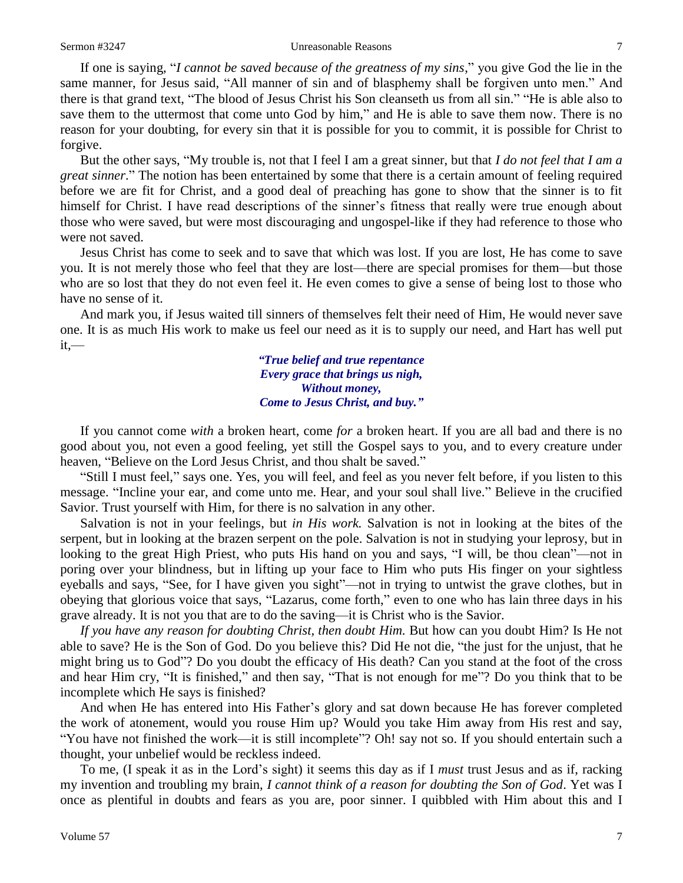If one is saying, "*I cannot be saved because of the greatness of my sins*," you give God the lie in the same manner, for Jesus said, "All manner of sin and of blasphemy shall be forgiven unto men." And there is that grand text, "The blood of Jesus Christ his Son cleanseth us from all sin." "He is able also to save them to the uttermost that come unto God by him," and He is able to save them now. There is no reason for your doubting, for every sin that it is possible for you to commit, it is possible for Christ to forgive.

But the other says, "My trouble is, not that I feel I am a great sinner, but that *I do not feel that I am a great sinner*." The notion has been entertained by some that there is a certain amount of feeling required before we are fit for Christ, and a good deal of preaching has gone to show that the sinner is to fit himself for Christ. I have read descriptions of the sinner's fitness that really were true enough about those who were saved, but were most discouraging and ungospel-like if they had reference to those who were not saved.

Jesus Christ has come to seek and to save that which was lost. If you are lost, He has come to save you. It is not merely those who feel that they are lost—there are special promises for them—but those who are so lost that they do not even feel it. He even comes to give a sense of being lost to those who have no sense of it.

And mark you, if Jesus waited till sinners of themselves felt their need of Him, He would never save one. It is as much His work to make us feel our need as it is to supply our need, and Hart has well put it,—

> ***"True belief and true repentance***
> ***Every grace that brings us nigh,***
> ***Without money,***
> ***Come to Jesus Christ, and buy."***

If you cannot come *with* a broken heart, come *for* a broken heart. If you are all bad and there is no good about you, not even a good feeling, yet still the Gospel says to you, and to every creature under heaven, "Believe on the Lord Jesus Christ, and thou shalt be saved."

"Still I must feel," says one. Yes, you will feel, and feel as you never felt before, if you listen to this message. "Incline your ear, and come unto me. Hear, and your soul shall live." Believe in the crucified Savior. Trust yourself with Him, for there is no salvation in any other.

Salvation is not in your feelings, but *in His work.* Salvation is not in looking at the bites of the serpent, but in looking at the brazen serpent on the pole. Salvation is not in studying your leprosy, but in looking to the great High Priest, who puts His hand on you and says, "I will, be thou clean"—not in poring over your blindness, but in lifting up your face to Him who puts His finger on your sightless eyeballs and says, "See, for I have given you sight"—not in trying to untwist the grave clothes, but in obeying that glorious voice that says, "Lazarus, come forth," even to one who has lain three days in his grave already. It is not you that are to do the saving—it is Christ who is the Savior.

*If you have any reason for doubting Christ, then doubt Him.* But how can you doubt Him? Is He not able to save? He is the Son of God. Do you believe this? Did He not die, "the just for the unjust, that he might bring us to God"? Do you doubt the efficacy of His death? Can you stand at the foot of the cross and hear Him cry, "It is finished," and then say, "That is not enough for me"? Do you think that to be incomplete which He says is finished?

And when He has entered into His Father's glory and sat down because He has forever completed the work of atonement, would you rouse Him up? Would you take Him away from His rest and say, "You have not finished the work—it is still incomplete"? Oh! say not so. If you should entertain such a thought, your unbelief would be reckless indeed.

To me, (I speak it as in the Lord's sight) it seems this day as if I *must* trust Jesus and as if, racking my invention and troubling my brain, *I cannot think of a reason for doubting the Son of God*. Yet was I once as plentiful in doubts and fears as you are, poor sinner. I quibbled with Him about this and I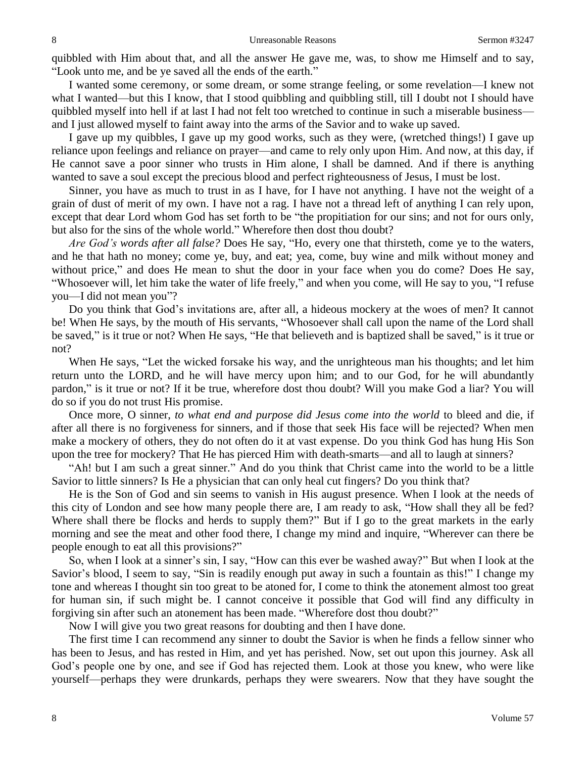quibbled with Him about that, and all the answer He gave me, was, to show me Himself and to say, "Look unto me, and be ye saved all the ends of the earth."

I wanted some ceremony, or some dream, or some strange feeling, or some revelation—I knew not what I wanted—but this I know, that I stood quibbling and quibbling still, till I doubt not I should have quibbled myself into hell if at last I had not felt too wretched to continue in such a miserable business—and I just allowed myself to faint away into the arms of the Savior and to wake up saved.

I gave up my quibbles, I gave up my good works, such as they were, (wretched things!) I gave up reliance upon feelings and reliance on prayer—and came to rely only upon Him. And now, at this day, if He cannot save a poor sinner who trusts in Him alone, I shall be damned. And if there is anything wanted to save a soul except the precious blood and perfect righteousness of Jesus, I must be lost.

Sinner, you have as much to trust in as I have, for I have not anything. I have not the weight of a grain of dust of merit of my own. I have not a rag. I have not a thread left of anything I can rely upon, except that dear Lord whom God has set forth to be "the propitiation for our sins; and not for ours only, but also for the sins of the whole world." Wherefore then dost thou doubt?

*Are God's words after all false?* Does He say, "Ho, every one that thirsteth, come ye to the waters, and he that hath no money; come ye, buy, and eat; yea, come, buy wine and milk without money and without price," and does He mean to shut the door in your face when you do come? Does He say, "Whosoever will, let him take the water of life freely," and when you come, will He say to you, "I refuse you—I did not mean you"?

Do you think that God's invitations are, after all, a hideous mockery at the woes of men? It cannot be! When He says, by the mouth of His servants, "Whosoever shall call upon the name of the Lord shall be saved," is it true or not? When He says, "He that believeth and is baptized shall be saved," is it true or not?

When He says, "Let the wicked forsake his way, and the unrighteous man his thoughts; and let him return unto the LORD, and he will have mercy upon him; and to our God, for he will abundantly pardon," is it true or not? If it be true, wherefore dost thou doubt? Will you make God a liar? You will do so if you do not trust His promise.

Once more, O sinner, *to what end and purpose did Jesus come into the world* to bleed and die, if after all there is no forgiveness for sinners, and if those that seek His face will be rejected? When men make a mockery of others, they do not often do it at vast expense. Do you think God has hung His Son upon the tree for mockery? That He has pierced Him with death-smarts—and all to laugh at sinners?

"Ah! but I am such a great sinner." And do you think that Christ came into the world to be a little Savior to little sinners? Is He a physician that can only heal cut fingers? Do you think that?

He is the Son of God and sin seems to vanish in His august presence. When I look at the needs of this city of London and see how many people there are, I am ready to ask, "How shall they all be fed? Where shall there be flocks and herds to supply them?" But if I go to the great markets in the early morning and see the meat and other food there, I change my mind and inquire, "Wherever can there be people enough to eat all this provisions?"

So, when I look at a sinner's sin, I say, "How can this ever be washed away?" But when I look at the Savior's blood, I seem to say, "Sin is readily enough put away in such a fountain as this!" I change my tone and whereas I thought sin too great to be atoned for, I come to think the atonement almost too great for human sin, if such might be. I cannot conceive it possible that God will find any difficulty in forgiving sin after such an atonement has been made. "Wherefore dost thou doubt?"

Now I will give you two great reasons for doubting and then I have done.

The first time I can recommend any sinner to doubt the Savior is when he finds a fellow sinner who has been to Jesus, and has rested in Him, and yet has perished. Now, set out upon this journey. Ask all God's people one by one, and see if God has rejected them. Look at those you knew, who were like yourself—perhaps they were drunkards, perhaps they were swearers. Now that they have sought the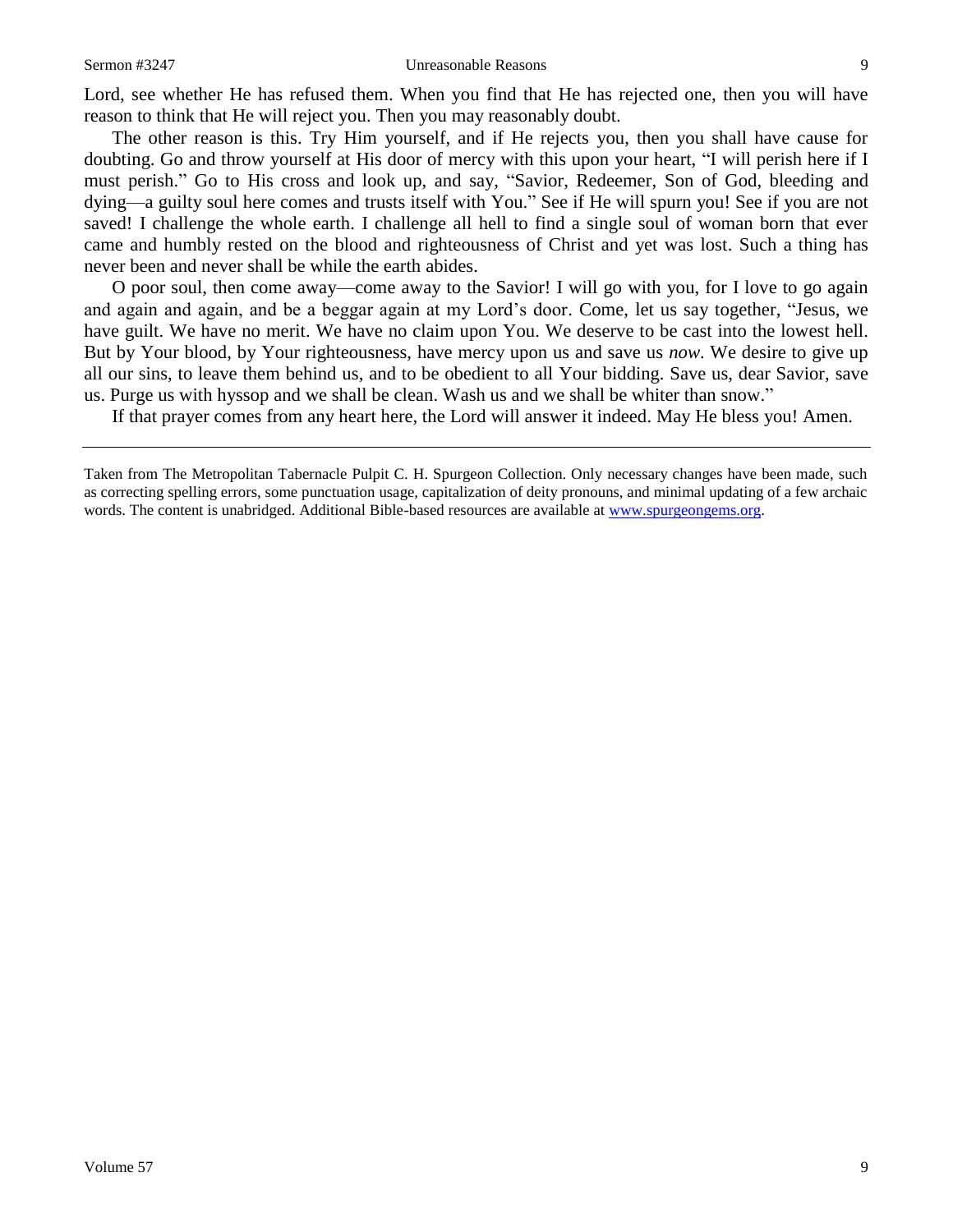Lord, see whether He has refused them. When you find that He has rejected one, then you will have reason to think that He will reject you. Then you may reasonably doubt.

The other reason is this. Try Him yourself, and if He rejects you, then you shall have cause for doubting. Go and throw yourself at His door of mercy with this upon your heart, "I will perish here if I must perish." Go to His cross and look up, and say, "Savior, Redeemer, Son of God, bleeding and dying—a guilty soul here comes and trusts itself with You." See if He will spurn you! See if you are not saved! I challenge the whole earth. I challenge all hell to find a single soul of woman born that ever came and humbly rested on the blood and righteousness of Christ and yet was lost. Such a thing has never been and never shall be while the earth abides.

O poor soul, then come away—come away to the Savior! I will go with you, for I love to go again and again and again, and be a beggar again at my Lord's door. Come, let us say together, "Jesus, we have guilt. We have no merit. We have no claim upon You. We deserve to be cast into the lowest hell. But by Your blood, by Your righteousness, have mercy upon us and save us *now*. We desire to give up all our sins, to leave them behind us, and to be obedient to all Your bidding. Save us, dear Savior, save us. Purge us with hyssop and we shall be clean. Wash us and we shall be whiter than snow."

If that prayer comes from any heart here, the Lord will answer it indeed. May He bless you! Amen.

---

Taken from The Metropolitan Tabernacle Pulpit C. H. Spurgeon Collection. Only necessary changes have been made, such as correcting spelling errors, some punctuation usage, capitalization of deity pronouns, and minimal updating of a few archaic words. The content is unabridged. Additional Bible-based resources are available at www.spurgeongems.org.